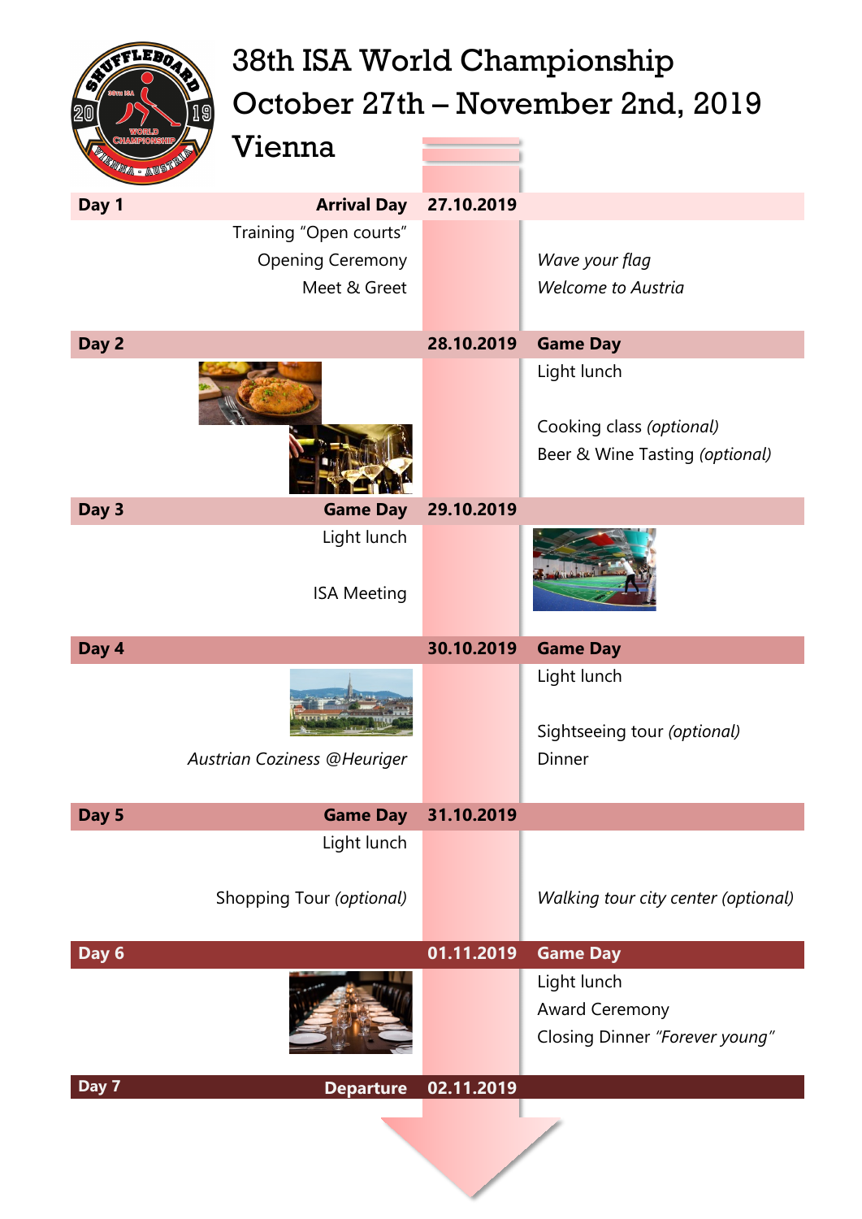# 38th ISA World Championship
# October 27th – November 2nd, 2019
# Vienna

**Day 1** — **Arrival Day** — **27.10.2019**

Training "Open courts"
Opening Ceremony
Meet & Greet

*Wave your flag*
*Welcome to Austria*

**Day 2** — **28.10.2019** — **Game Day**

Light lunch

Cooking class *(optional)*
Beer & Wine Tasting *(optional)*

**Day 3** — **Game Day** — **29.10.2019**

Light lunch

ISA Meeting

**Day 4** — **30.10.2019** — **Game Day**

Light lunch

*Austrian Coziness @Heuriger*

Sightseeing tour *(optional)*
Dinner

**Day 5** — **Game Day** — **31.10.2019**

Light lunch

Shopping Tour *(optional)*

*Walking tour city center (optional)*

**Day 6** — **01.11.2019** — **Game Day**

Light lunch
Award Ceremony
Closing Dinner *"Forever young"*

**Day 7** — **Departure** — **02.11.2019**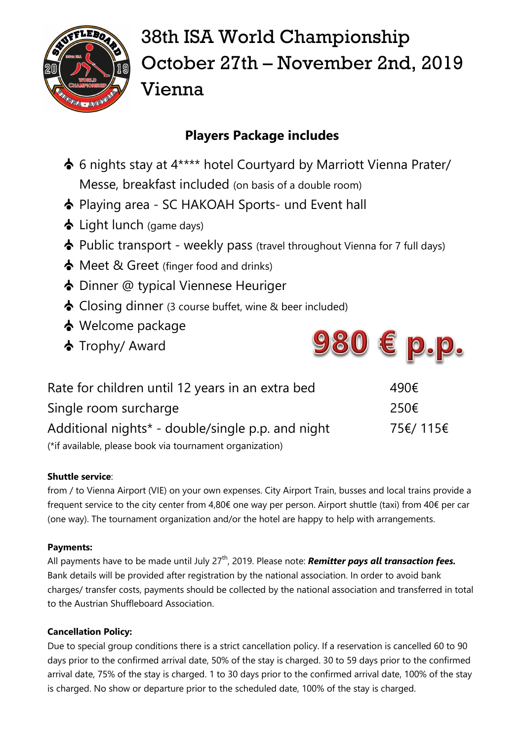# 38th ISA World Championship October 27th – November 2nd, 2019 Vienna

## Players Package includes

- 6 nights stay at 4**** hotel Courtyard by Marriott Vienna Prater/ Messe, breakfast included (on basis of a double room)
- Playing area - SC HAKOAH Sports- und Event hall
- Light lunch (game days)
- Public transport - weekly pass (travel throughout Vienna for 7 full days)
- Meet & Greet (finger food and drinks)
- Dinner @ typical Viennese Heuriger
- Closing dinner (3 course buffet, wine & beer included)
- Welcome package
- Trophy/ Award

**980 € p.p.**

| | |
|---|---|
| Rate for children until 12 years in an extra bed | 490€ |
| Single room surcharge | 250€ |
| Additional nights* - double/single p.p. and night | 75€/ 115€ |

(*if available, please book via tournament organization)

**Shuttle service**:
from / to Vienna Airport (VIE) on your own expenses. City Airport Train, busses and local trains provide a frequent service to the city center from 4,80€ one way per person. Airport shuttle (taxi) from 40€ per car (one way). The tournament organization and/or the hotel are happy to help with arrangements.

**Payments:**
All payments have to be made until July 27th, 2019. Please note: ***Remitter pays all transaction fees.*** Bank details will be provided after registration by the national association. In order to avoid bank charges/ transfer costs, payments should be collected by the national association and transferred in total to the Austrian Shuffleboard Association.

**Cancellation Policy:**
Due to special group conditions there is a strict cancellation policy. If a reservation is cancelled 60 to 90 days prior to the confirmed arrival date, 50% of the stay is charged. 30 to 59 days prior to the confirmed arrival date, 75% of the stay is charged. 1 to 30 days prior to the confirmed arrival date, 100% of the stay is charged. No show or departure prior to the scheduled date, 100% of the stay is charged.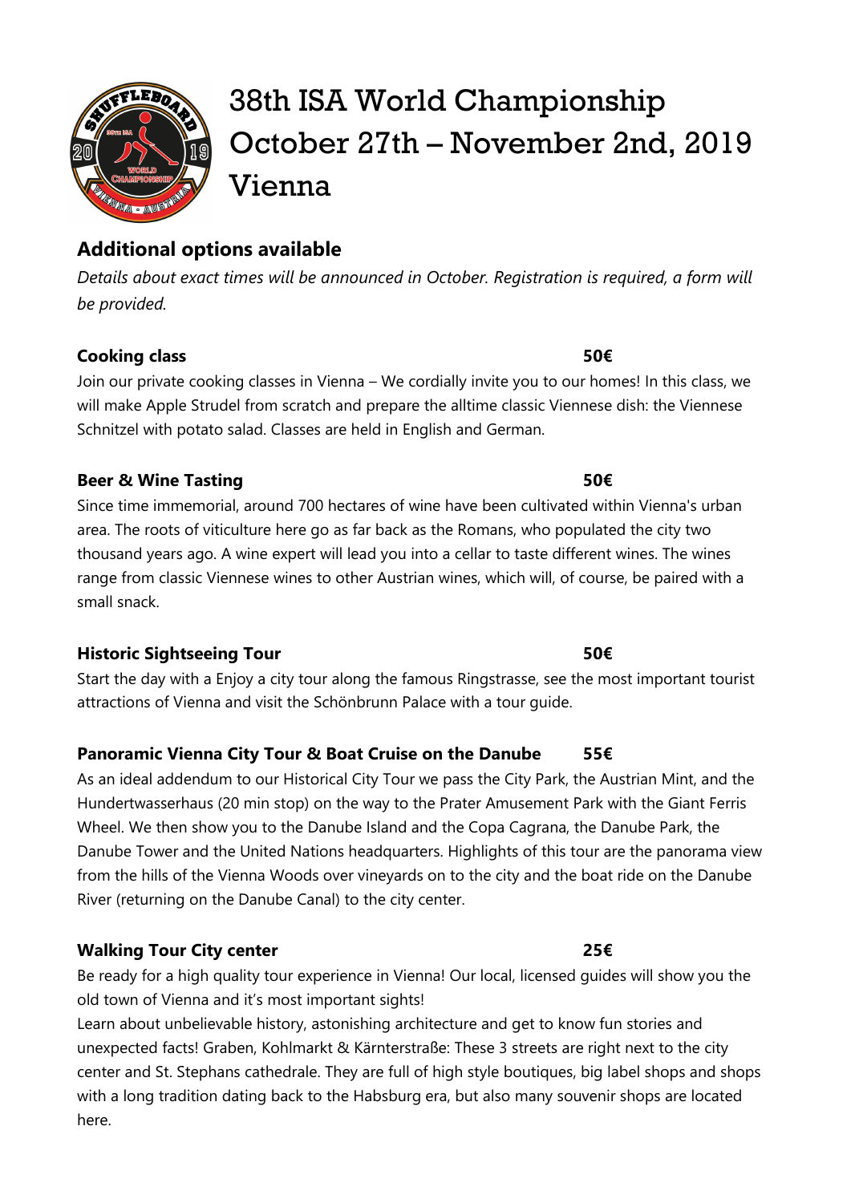# 38th ISA World Championship
# October 27th – November 2nd, 2019
# Vienna

## Additional options available

*Details about exact times will be announced in October. Registration is required, a form will be provided.*

### Cooking class 50€

Join our private cooking classes in Vienna – We cordially invite you to our homes! In this class, we will make Apple Strudel from scratch and prepare the alltime classic Viennese dish: the Viennese Schnitzel with potato salad. Classes are held in English and German.

### Beer & Wine Tasting 50€

Since time immemorial, around 700 hectares of wine have been cultivated within Vienna's urban area. The roots of viticulture here go as far back as the Romans, who populated the city two thousand years ago. A wine expert will lead you into a cellar to taste different wines. The wines range from classic Viennese wines to other Austrian wines, which will, of course, be paired with a small snack.

### Historic Sightseeing Tour 50€

Start the day with a Enjoy a city tour along the famous Ringstrasse, see the most important tourist attractions of Vienna and visit the Schönbrunn Palace with a tour guide.

### Panoramic Vienna City Tour & Boat Cruise on the Danube 55€

As an ideal addendum to our Historical City Tour we pass the City Park, the Austrian Mint, and the Hundertwasserhaus (20 min stop) on the way to the Prater Amusement Park with the Giant Ferris Wheel. We then show you to the Danube Island and the Copa Cagrana, the Danube Park, the Danube Tower and the United Nations headquarters. Highlights of this tour are the panorama view from the hills of the Vienna Woods over vineyards on to the city and the boat ride on the Danube River (returning on the Danube Canal) to the city center.

### Walking Tour City center 25€

Be ready for a high quality tour experience in Vienna! Our local, licensed guides will show you the old town of Vienna and it's most important sights!

Learn about unbelievable history, astonishing architecture and get to know fun stories and unexpected facts! Graben, Kohlmarkt & Kärnterstraße: These 3 streets are right next to the city center and St. Stephans cathedrale. They are full of high style boutiques, big label shops and shops with a long tradition dating back to the Habsburg era, but also many souvenir shops are located here.